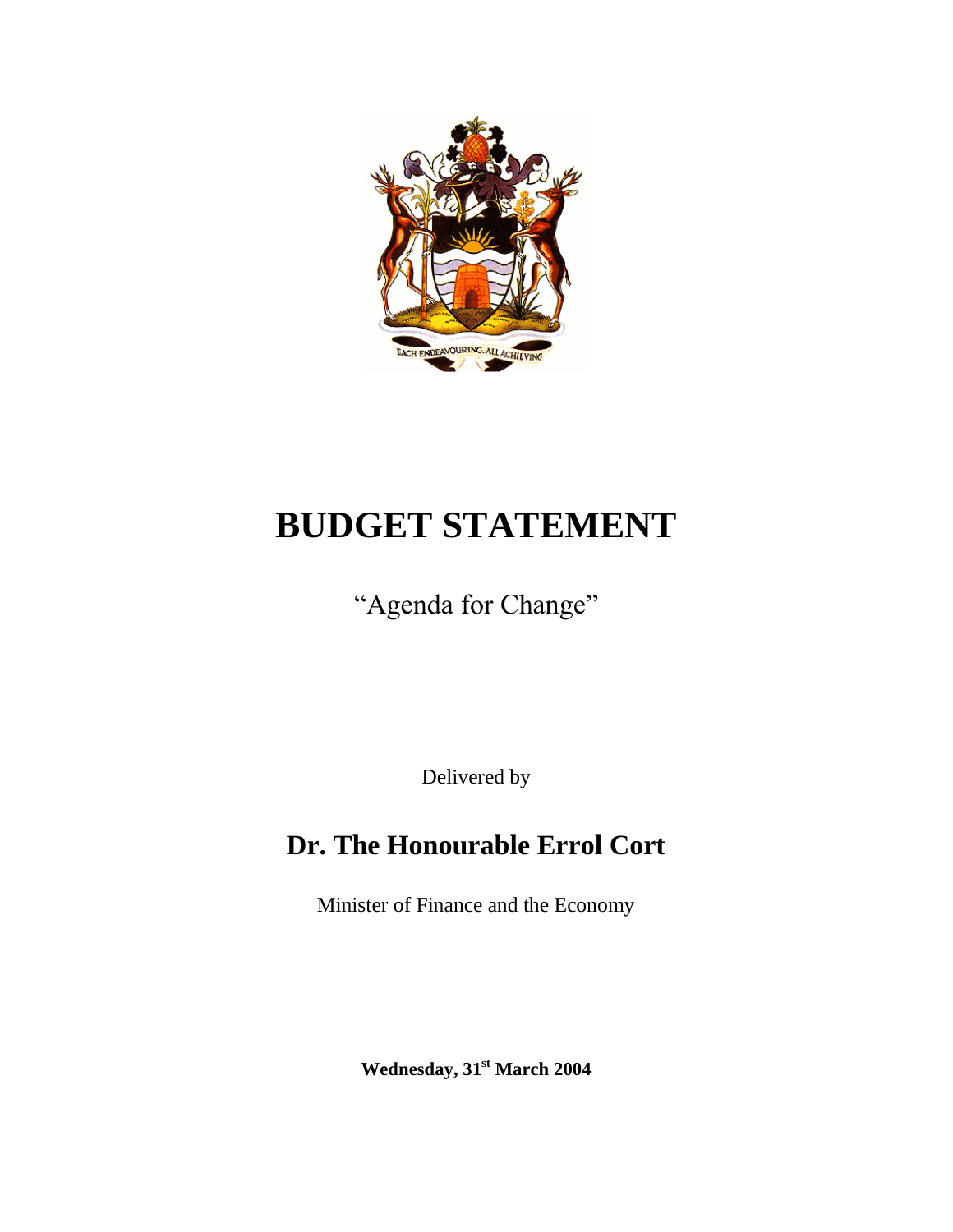# BUDGET STATEMENT

"Agenda for Change"

Delivered by

## Dr. The Honourable Errol Cort

Minister of Finance and the Economy

**Wednesday, 31st March 2004**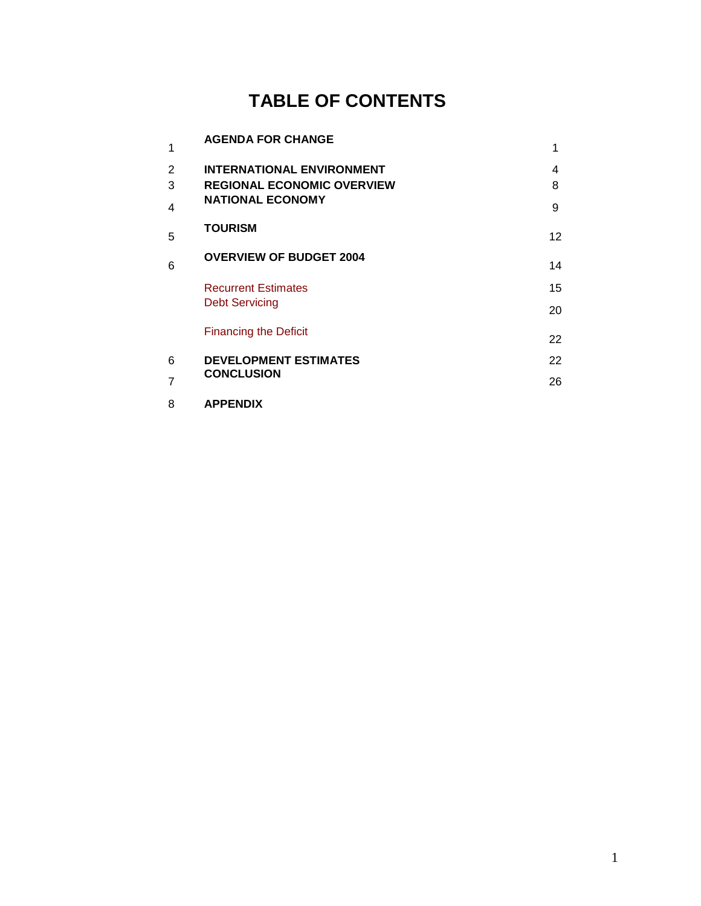# TABLE OF CONTENTS

| | | |
|---|---|---|
| 1 | **AGENDA FOR CHANGE** | 1 |
| 2 | **INTERNATIONAL ENVIRONMENT** | 4 |
| 3 | **REGIONAL ECONOMIC OVERVIEW** | 8 |
| 4 | **NATIONAL ECONOMY** | 9 |
| 5 | **TOURISM** | 12 |
| 6 | **OVERVIEW OF BUDGET 2004** | 14 |
| | Recurrent Estimates | 15 |
| | Debt Servicing | 20 |
| | Financing the Deficit | 22 |
| 6 | **DEVELOPMENT ESTIMATES** | 22 |
| 7 | **CONCLUSION** | 26 |
| 8 | **APPENDIX** | |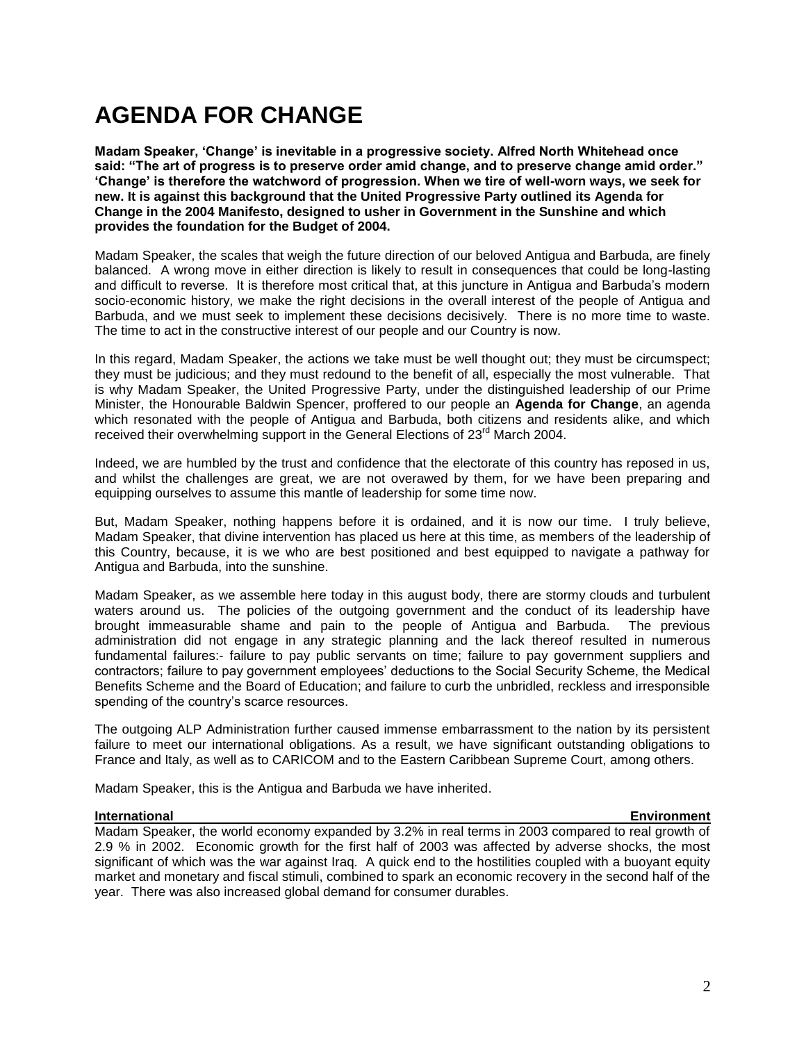# AGENDA FOR CHANGE

**Madam Speaker, 'Change' is inevitable in a progressive society. Alfred North Whitehead once said: "The art of progress is to preserve order amid change, and to preserve change amid order." 'Change' is therefore the watchword of progression. When we tire of well-worn ways, we seek for new. It is against this background that the United Progressive Party outlined its Agenda for Change in the 2004 Manifesto, designed to usher in Government in the Sunshine and which provides the foundation for the Budget of 2004.**

Madam Speaker, the scales that weigh the future direction of our beloved Antigua and Barbuda, are finely balanced. A wrong move in either direction is likely to result in consequences that could be long-lasting and difficult to reverse. It is therefore most critical that, at this juncture in Antigua and Barbuda's modern socio-economic history, we make the right decisions in the overall interest of the people of Antigua and Barbuda, and we must seek to implement these decisions decisively. There is no more time to waste. The time to act in the constructive interest of our people and our Country is now.

In this regard, Madam Speaker, the actions we take must be well thought out; they must be circumspect; they must be judicious; and they must redound to the benefit of all, especially the most vulnerable. That is why Madam Speaker, the United Progressive Party, under the distinguished leadership of our Prime Minister, the Honourable Baldwin Spencer, proffered to our people an **Agenda for Change**, an agenda which resonated with the people of Antigua and Barbuda, both citizens and residents alike, and which received their overwhelming support in the General Elections of 23rd March 2004.

Indeed, we are humbled by the trust and confidence that the electorate of this country has reposed in us, and whilst the challenges are great, we are not overawed by them, for we have been preparing and equipping ourselves to assume this mantle of leadership for some time now.

But, Madam Speaker, nothing happens before it is ordained, and it is now our time. I truly believe, Madam Speaker, that divine intervention has placed us here at this time, as members of the leadership of this Country, because, it is we who are best positioned and best equipped to navigate a pathway for Antigua and Barbuda, into the sunshine.

Madam Speaker, as we assemble here today in this august body, there are stormy clouds and turbulent waters around us. The policies of the outgoing government and the conduct of its leadership have brought immeasurable shame and pain to the people of Antigua and Barbuda. The previous administration did not engage in any strategic planning and the lack thereof resulted in numerous fundamental failures:- failure to pay public servants on time; failure to pay government suppliers and contractors; failure to pay government employees' deductions to the Social Security Scheme, the Medical Benefits Scheme and the Board of Education; and failure to curb the unbridled, reckless and irresponsible spending of the country's scarce resources.

The outgoing ALP Administration further caused immense embarrassment to the nation by its persistent failure to meet our international obligations. As a result, we have significant outstanding obligations to France and Italy, as well as to CARICOM and to the Eastern Caribbean Supreme Court, among others.

Madam Speaker, this is the Antigua and Barbuda we have inherited.

**International Environment**

Madam Speaker, the world economy expanded by 3.2% in real terms in 2003 compared to real growth of 2.9 % in 2002. Economic growth for the first half of 2003 was affected by adverse shocks, the most significant of which was the war against Iraq. A quick end to the hostilities coupled with a buoyant equity market and monetary and fiscal stimuli, combined to spark an economic recovery in the second half of the year. There was also increased global demand for consumer durables.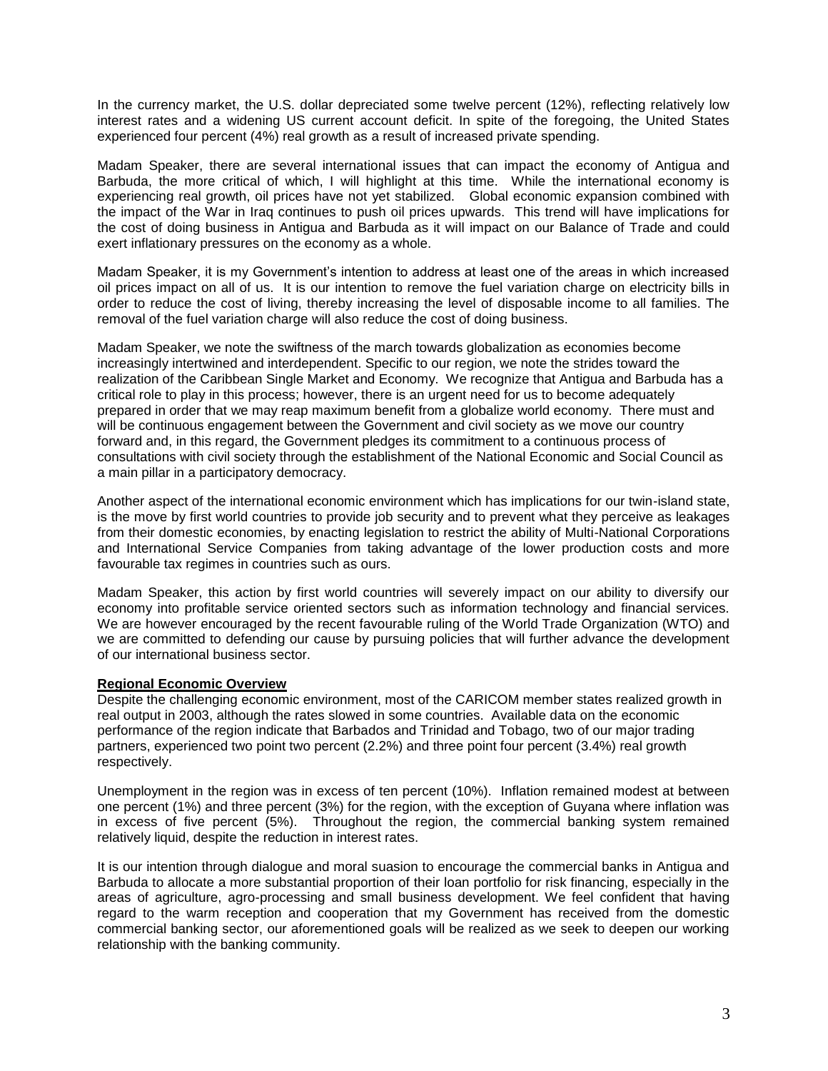In the currency market, the U.S. dollar depreciated some twelve percent (12%), reflecting relatively low interest rates and a widening US current account deficit. In spite of the foregoing, the United States experienced four percent (4%) real growth as a result of increased private spending.

Madam Speaker, there are several international issues that can impact the economy of Antigua and Barbuda, the more critical of which, I will highlight at this time. While the international economy is experiencing real growth, oil prices have not yet stabilized. Global economic expansion combined with the impact of the War in Iraq continues to push oil prices upwards. This trend will have implications for the cost of doing business in Antigua and Barbuda as it will impact on our Balance of Trade and could exert inflationary pressures on the economy as a whole.

Madam Speaker, it is my Government's intention to address at least one of the areas in which increased oil prices impact on all of us. It is our intention to remove the fuel variation charge on electricity bills in order to reduce the cost of living, thereby increasing the level of disposable income to all families. The removal of the fuel variation charge will also reduce the cost of doing business.

Madam Speaker, we note the swiftness of the march towards globalization as economies become increasingly intertwined and interdependent. Specific to our region, we note the strides toward the realization of the Caribbean Single Market and Economy. We recognize that Antigua and Barbuda has a critical role to play in this process; however, there is an urgent need for us to become adequately prepared in order that we may reap maximum benefit from a globalize world economy. There must and will be continuous engagement between the Government and civil society as we move our country forward and, in this regard, the Government pledges its commitment to a continuous process of consultations with civil society through the establishment of the National Economic and Social Council as a main pillar in a participatory democracy.

Another aspect of the international economic environment which has implications for our twin-island state, is the move by first world countries to provide job security and to prevent what they perceive as leakages from their domestic economies, by enacting legislation to restrict the ability of Multi-National Corporations and International Service Companies from taking advantage of the lower production costs and more favourable tax regimes in countries such as ours.

Madam Speaker, this action by first world countries will severely impact on our ability to diversify our economy into profitable service oriented sectors such as information technology and financial services. We are however encouraged by the recent favourable ruling of the World Trade Organization (WTO) and we are committed to defending our cause by pursuing policies that will further advance the development of our international business sector.

**Regional Economic Overview**

Despite the challenging economic environment, most of the CARICOM member states realized growth in real output in 2003, although the rates slowed in some countries. Available data on the economic performance of the region indicate that Barbados and Trinidad and Tobago, two of our major trading partners, experienced two point two percent (2.2%) and three point four percent (3.4%) real growth respectively.

Unemployment in the region was in excess of ten percent (10%). Inflation remained modest at between one percent (1%) and three percent (3%) for the region, with the exception of Guyana where inflation was in excess of five percent (5%). Throughout the region, the commercial banking system remained relatively liquid, despite the reduction in interest rates.

It is our intention through dialogue and moral suasion to encourage the commercial banks in Antigua and Barbuda to allocate a more substantial proportion of their loan portfolio for risk financing, especially in the areas of agriculture, agro-processing and small business development. We feel confident that having regard to the warm reception and cooperation that my Government has received from the domestic commercial banking sector, our aforementioned goals will be realized as we seek to deepen our working relationship with the banking community.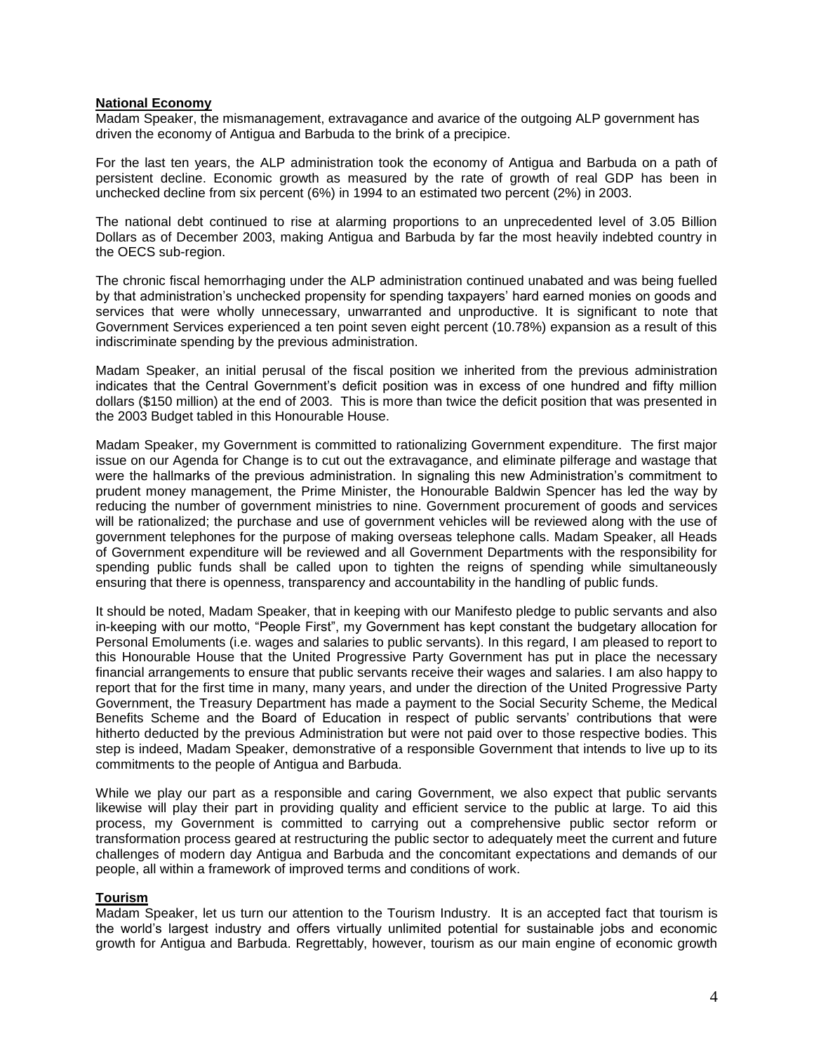**National Economy**

Madam Speaker, the mismanagement, extravagance and avarice of the outgoing ALP government has driven the economy of Antigua and Barbuda to the brink of a precipice.

For the last ten years, the ALP administration took the economy of Antigua and Barbuda on a path of persistent decline. Economic growth as measured by the rate of growth of real GDP has been in unchecked decline from six percent (6%) in 1994 to an estimated two percent (2%) in 2003.

The national debt continued to rise at alarming proportions to an unprecedented level of 3.05 Billion Dollars as of December 2003, making Antigua and Barbuda by far the most heavily indebted country in the OECS sub-region.

The chronic fiscal hemorrhaging under the ALP administration continued unabated and was being fuelled by that administration's unchecked propensity for spending taxpayers' hard earned monies on goods and services that were wholly unnecessary, unwarranted and unproductive. It is significant to note that Government Services experienced a ten point seven eight percent (10.78%) expansion as a result of this indiscriminate spending by the previous administration.

Madam Speaker, an initial perusal of the fiscal position we inherited from the previous administration indicates that the Central Government's deficit position was in excess of one hundred and fifty million dollars ($150 million) at the end of 2003. This is more than twice the deficit position that was presented in the 2003 Budget tabled in this Honourable House.

Madam Speaker, my Government is committed to rationalizing Government expenditure. The first major issue on our Agenda for Change is to cut out the extravagance, and eliminate pilferage and wastage that were the hallmarks of the previous administration. In signaling this new Administration's commitment to prudent money management, the Prime Minister, the Honourable Baldwin Spencer has led the way by reducing the number of government ministries to nine. Government procurement of goods and services will be rationalized; the purchase and use of government vehicles will be reviewed along with the use of government telephones for the purpose of making overseas telephone calls. Madam Speaker, all Heads of Government expenditure will be reviewed and all Government Departments with the responsibility for spending public funds shall be called upon to tighten the reigns of spending while simultaneously ensuring that there is openness, transparency and accountability in the handling of public funds.

It should be noted, Madam Speaker, that in keeping with our Manifesto pledge to public servants and also in-keeping with our motto, "People First", my Government has kept constant the budgetary allocation for Personal Emoluments (i.e. wages and salaries to public servants). In this regard, I am pleased to report to this Honourable House that the United Progressive Party Government has put in place the necessary financial arrangements to ensure that public servants receive their wages and salaries. I am also happy to report that for the first time in many, many years, and under the direction of the United Progressive Party Government, the Treasury Department has made a payment to the Social Security Scheme, the Medical Benefits Scheme and the Board of Education in respect of public servants' contributions that were hitherto deducted by the previous Administration but were not paid over to those respective bodies. This step is indeed, Madam Speaker, demonstrative of a responsible Government that intends to live up to its commitments to the people of Antigua and Barbuda.

While we play our part as a responsible and caring Government, we also expect that public servants likewise will play their part in providing quality and efficient service to the public at large. To aid this process, my Government is committed to carrying out a comprehensive public sector reform or transformation process geared at restructuring the public sector to adequately meet the current and future challenges of modern day Antigua and Barbuda and the concomitant expectations and demands of our people, all within a framework of improved terms and conditions of work.

**Tourism**

Madam Speaker, let us turn our attention to the Tourism Industry. It is an accepted fact that tourism is the world's largest industry and offers virtually unlimited potential for sustainable jobs and economic growth for Antigua and Barbuda. Regrettably, however, tourism as our main engine of economic growth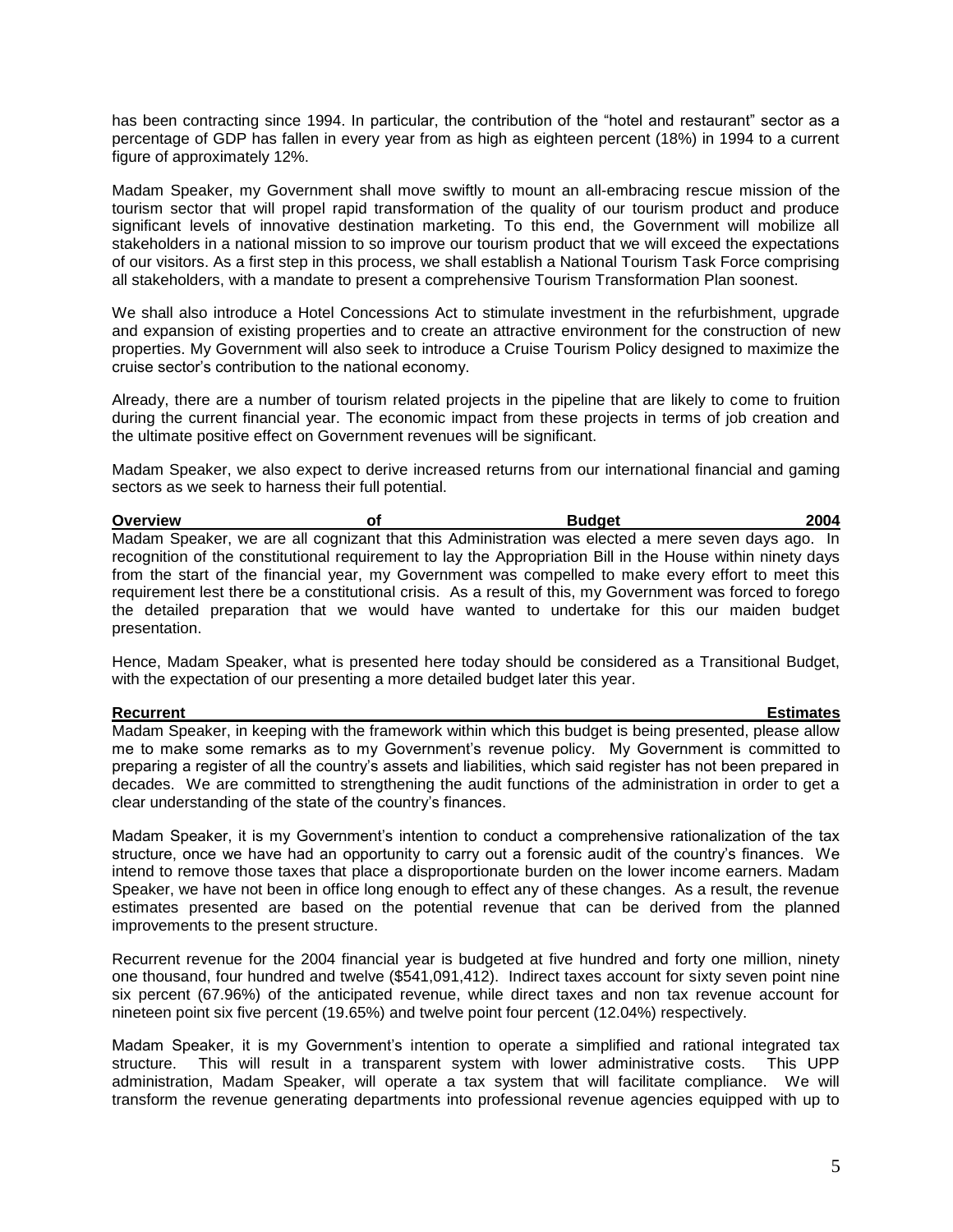has been contracting since 1994. In particular, the contribution of the "hotel and restaurant" sector as a percentage of GDP has fallen in every year from as high as eighteen percent (18%) in 1994 to a current figure of approximately 12%.

Madam Speaker, my Government shall move swiftly to mount an all-embracing rescue mission of the tourism sector that will propel rapid transformation of the quality of our tourism product and produce significant levels of innovative destination marketing. To this end, the Government will mobilize all stakeholders in a national mission to so improve our tourism product that we will exceed the expectations of our visitors. As a first step in this process, we shall establish a National Tourism Task Force comprising all stakeholders, with a mandate to present a comprehensive Tourism Transformation Plan soonest.

We shall also introduce a Hotel Concessions Act to stimulate investment in the refurbishment, upgrade and expansion of existing properties and to create an attractive environment for the construction of new properties. My Government will also seek to introduce a Cruise Tourism Policy designed to maximize the cruise sector's contribution to the national economy.

Already, there are a number of tourism related projects in the pipeline that are likely to come to fruition during the current financial year. The economic impact from these projects in terms of job creation and the ultimate positive effect on Government revenues will be significant.

Madam Speaker, we also expect to derive increased returns from our international financial and gaming sectors as we seek to harness their full potential.

**Overview of Budget 2004**

Madam Speaker, we are all cognizant that this Administration was elected a mere seven days ago. In recognition of the constitutional requirement to lay the Appropriation Bill in the House within ninety days from the start of the financial year, my Government was compelled to make every effort to meet this requirement lest there be a constitutional crisis. As a result of this, my Government was forced to forego the detailed preparation that we would have wanted to undertake for this our maiden budget presentation.

Hence, Madam Speaker, what is presented here today should be considered as a Transitional Budget, with the expectation of our presenting a more detailed budget later this year.

**Recurrent Estimates**

Madam Speaker, in keeping with the framework within which this budget is being presented, please allow me to make some remarks as to my Government's revenue policy. My Government is committed to preparing a register of all the country's assets and liabilities, which said register has not been prepared in decades. We are committed to strengthening the audit functions of the administration in order to get a clear understanding of the state of the country's finances.

Madam Speaker, it is my Government's intention to conduct a comprehensive rationalization of the tax structure, once we have had an opportunity to carry out a forensic audit of the country's finances. We intend to remove those taxes that place a disproportionate burden on the lower income earners. Madam Speaker, we have not been in office long enough to effect any of these changes. As a result, the revenue estimates presented are based on the potential revenue that can be derived from the planned improvements to the present structure.

Recurrent revenue for the 2004 financial year is budgeted at five hundred and forty one million, ninety one thousand, four hundred and twelve ($541,091,412). Indirect taxes account for sixty seven point nine six percent (67.96%) of the anticipated revenue, while direct taxes and non tax revenue account for nineteen point six five percent (19.65%) and twelve point four percent (12.04%) respectively.

Madam Speaker, it is my Government's intention to operate a simplified and rational integrated tax structure. This will result in a transparent system with lower administrative costs. This UPP administration, Madam Speaker, will operate a tax system that will facilitate compliance. We will transform the revenue generating departments into professional revenue agencies equipped with up to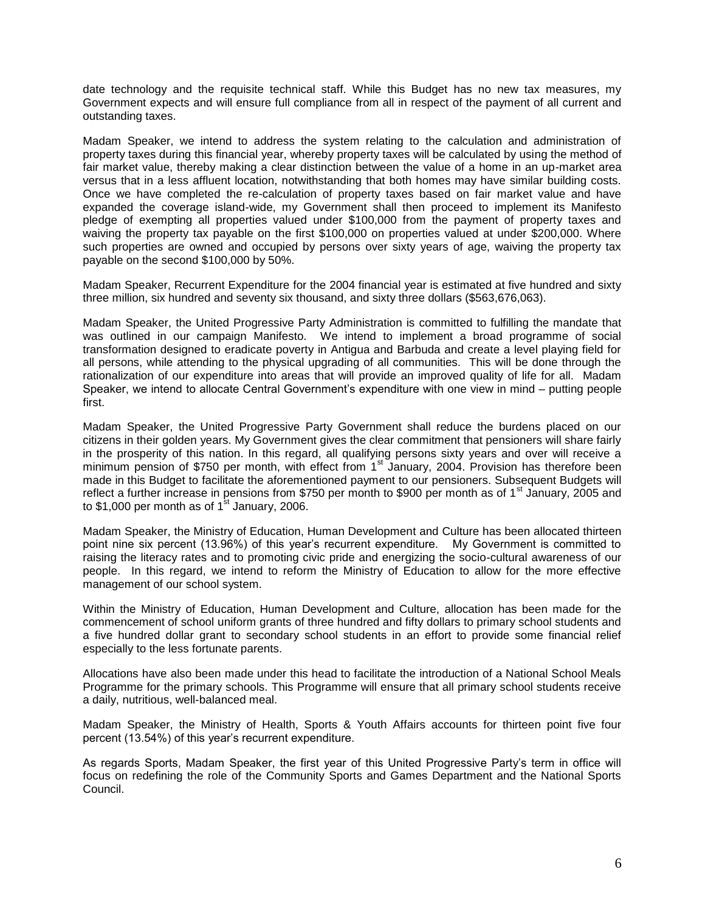date technology and the requisite technical staff. While this Budget has no new tax measures, my Government expects and will ensure full compliance from all in respect of the payment of all current and outstanding taxes.

Madam Speaker, we intend to address the system relating to the calculation and administration of property taxes during this financial year, whereby property taxes will be calculated by using the method of fair market value, thereby making a clear distinction between the value of a home in an up-market area versus that in a less affluent location, notwithstanding that both homes may have similar building costs. Once we have completed the re-calculation of property taxes based on fair market value and have expanded the coverage island-wide, my Government shall then proceed to implement its Manifesto pledge of exempting all properties valued under $100,000 from the payment of property taxes and waiving the property tax payable on the first $100,000 on properties valued at under $200,000. Where such properties are owned and occupied by persons over sixty years of age, waiving the property tax payable on the second $100,000 by 50%.

Madam Speaker, Recurrent Expenditure for the 2004 financial year is estimated at five hundred and sixty three million, six hundred and seventy six thousand, and sixty three dollars ($563,676,063).

Madam Speaker, the United Progressive Party Administration is committed to fulfilling the mandate that was outlined in our campaign Manifesto. We intend to implement a broad programme of social transformation designed to eradicate poverty in Antigua and Barbuda and create a level playing field for all persons, while attending to the physical upgrading of all communities. This will be done through the rationalization of our expenditure into areas that will provide an improved quality of life for all. Madam Speaker, we intend to allocate Central Government's expenditure with one view in mind – putting people first.

Madam Speaker, the United Progressive Party Government shall reduce the burdens placed on our citizens in their golden years. My Government gives the clear commitment that pensioners will share fairly in the prosperity of this nation. In this regard, all qualifying persons sixty years and over will receive a minimum pension of $750 per month, with effect from 1st January, 2004. Provision has therefore been made in this Budget to facilitate the aforementioned payment to our pensioners. Subsequent Budgets will reflect a further increase in pensions from $750 per month to $900 per month as of 1st January, 2005 and to $1,000 per month as of 1st January, 2006.

Madam Speaker, the Ministry of Education, Human Development and Culture has been allocated thirteen point nine six percent (13.96%) of this year's recurrent expenditure. My Government is committed to raising the literacy rates and to promoting civic pride and energizing the socio-cultural awareness of our people. In this regard, we intend to reform the Ministry of Education to allow for the more effective management of our school system.

Within the Ministry of Education, Human Development and Culture, allocation has been made for the commencement of school uniform grants of three hundred and fifty dollars to primary school students and a five hundred dollar grant to secondary school students in an effort to provide some financial relief especially to the less fortunate parents.

Allocations have also been made under this head to facilitate the introduction of a National School Meals Programme for the primary schools. This Programme will ensure that all primary school students receive a daily, nutritious, well-balanced meal.

Madam Speaker, the Ministry of Health, Sports & Youth Affairs accounts for thirteen point five four percent (13.54%) of this year's recurrent expenditure.

As regards Sports, Madam Speaker, the first year of this United Progressive Party's term in office will focus on redefining the role of the Community Sports and Games Department and the National Sports Council.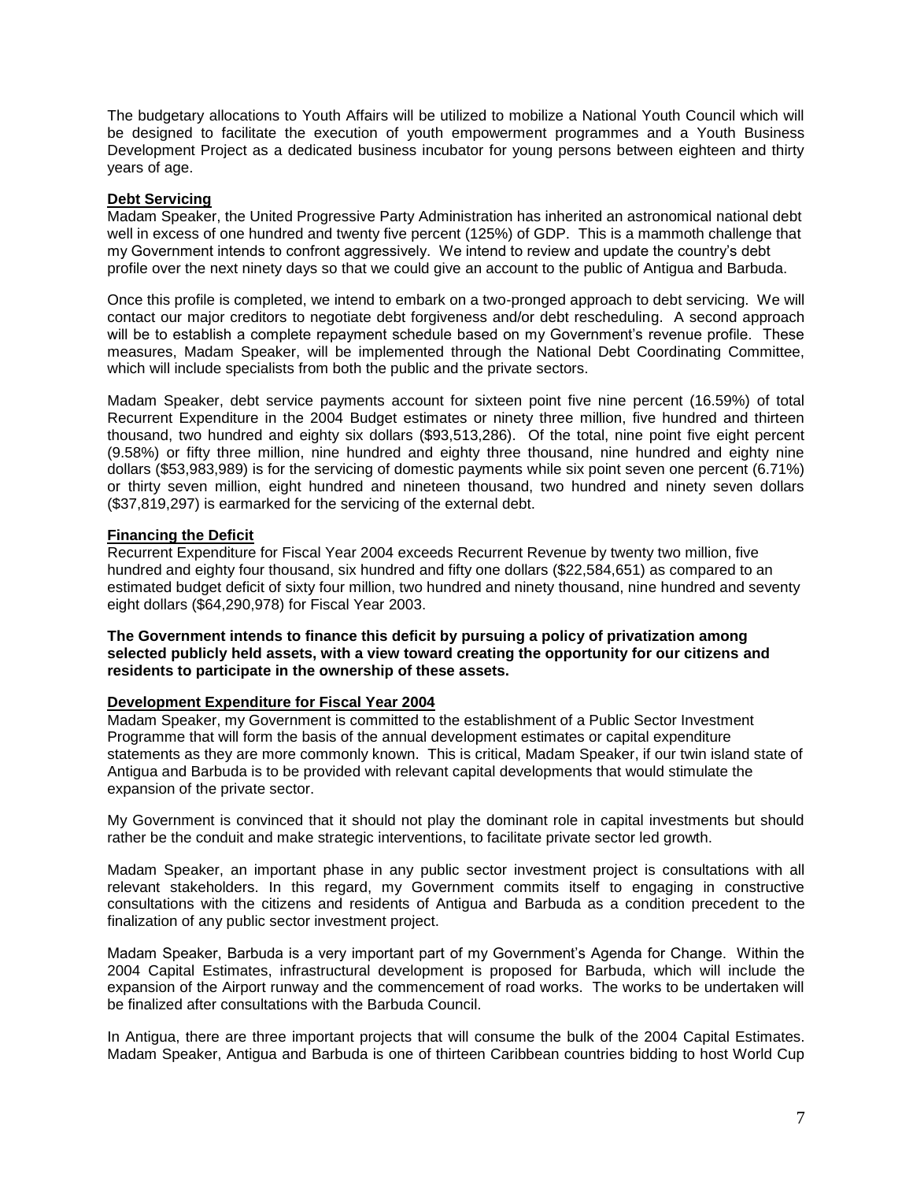The budgetary allocations to Youth Affairs will be utilized to mobilize a National Youth Council which will be designed to facilitate the execution of youth empowerment programmes and a Youth Business Development Project as a dedicated business incubator for young persons between eighteen and thirty years of age.

**Debt Servicing**

Madam Speaker, the United Progressive Party Administration has inherited an astronomical national debt well in excess of one hundred and twenty five percent (125%) of GDP. This is a mammoth challenge that my Government intends to confront aggressively. We intend to review and update the country's debt profile over the next ninety days so that we could give an account to the public of Antigua and Barbuda.

Once this profile is completed, we intend to embark on a two-pronged approach to debt servicing. We will contact our major creditors to negotiate debt forgiveness and/or debt rescheduling. A second approach will be to establish a complete repayment schedule based on my Government's revenue profile. These measures, Madam Speaker, will be implemented through the National Debt Coordinating Committee, which will include specialists from both the public and the private sectors.

Madam Speaker, debt service payments account for sixteen point five nine percent (16.59%) of total Recurrent Expenditure in the 2004 Budget estimates or ninety three million, five hundred and thirteen thousand, two hundred and eighty six dollars ($93,513,286). Of the total, nine point five eight percent (9.58%) or fifty three million, nine hundred and eighty three thousand, nine hundred and eighty nine dollars ($53,983,989) is for the servicing of domestic payments while six point seven one percent (6.71%) or thirty seven million, eight hundred and nineteen thousand, two hundred and ninety seven dollars ($37,819,297) is earmarked for the servicing of the external debt.

**Financing the Deficit**

Recurrent Expenditure for Fiscal Year 2004 exceeds Recurrent Revenue by twenty two million, five hundred and eighty four thousand, six hundred and fifty one dollars ($22,584,651) as compared to an estimated budget deficit of sixty four million, two hundred and ninety thousand, nine hundred and seventy eight dollars ($64,290,978) for Fiscal Year 2003.

**The Government intends to finance this deficit by pursuing a policy of privatization among selected publicly held assets, with a view toward creating the opportunity for our citizens and residents to participate in the ownership of these assets.**

**Development Expenditure for Fiscal Year 2004**

Madam Speaker, my Government is committed to the establishment of a Public Sector Investment Programme that will form the basis of the annual development estimates or capital expenditure statements as they are more commonly known. This is critical, Madam Speaker, if our twin island state of Antigua and Barbuda is to be provided with relevant capital developments that would stimulate the expansion of the private sector.

My Government is convinced that it should not play the dominant role in capital investments but should rather be the conduit and make strategic interventions, to facilitate private sector led growth.

Madam Speaker, an important phase in any public sector investment project is consultations with all relevant stakeholders. In this regard, my Government commits itself to engaging in constructive consultations with the citizens and residents of Antigua and Barbuda as a condition precedent to the finalization of any public sector investment project.

Madam Speaker, Barbuda is a very important part of my Government's Agenda for Change. Within the 2004 Capital Estimates, infrastructural development is proposed for Barbuda, which will include the expansion of the Airport runway and the commencement of road works. The works to be undertaken will be finalized after consultations with the Barbuda Council.

In Antigua, there are three important projects that will consume the bulk of the 2004 Capital Estimates. Madam Speaker, Antigua and Barbuda is one of thirteen Caribbean countries bidding to host World Cup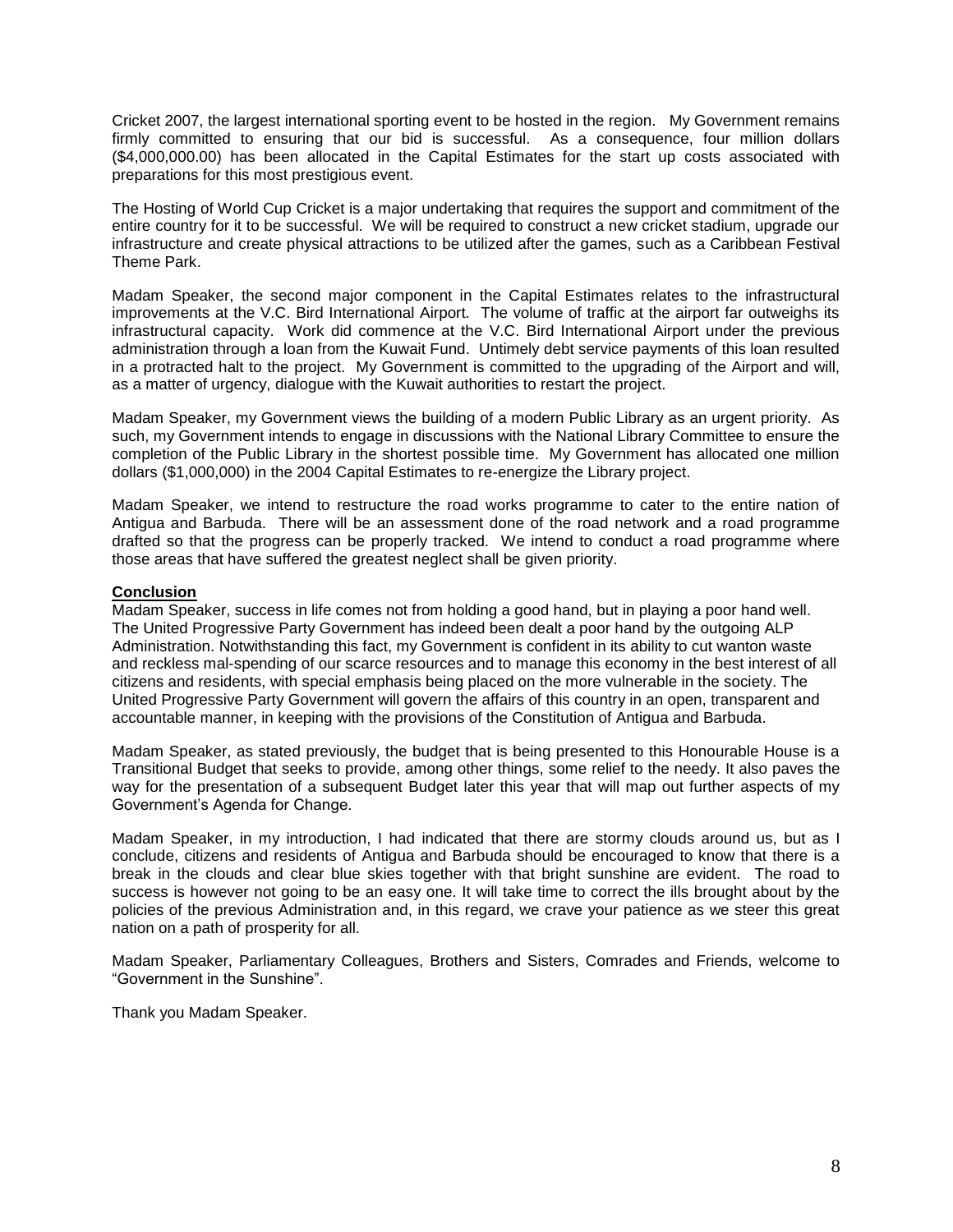Cricket 2007, the largest international sporting event to be hosted in the region. My Government remains firmly committed to ensuring that our bid is successful. As a consequence, four million dollars ($4,000,000.00) has been allocated in the Capital Estimates for the start up costs associated with preparations for this most prestigious event.

The Hosting of World Cup Cricket is a major undertaking that requires the support and commitment of the entire country for it to be successful. We will be required to construct a new cricket stadium, upgrade our infrastructure and create physical attractions to be utilized after the games, such as a Caribbean Festival Theme Park.

Madam Speaker, the second major component in the Capital Estimates relates to the infrastructural improvements at the V.C. Bird International Airport. The volume of traffic at the airport far outweighs its infrastructural capacity. Work did commence at the V.C. Bird International Airport under the previous administration through a loan from the Kuwait Fund. Untimely debt service payments of this loan resulted in a protracted halt to the project. My Government is committed to the upgrading of the Airport and will, as a matter of urgency, dialogue with the Kuwait authorities to restart the project.

Madam Speaker, my Government views the building of a modern Public Library as an urgent priority. As such, my Government intends to engage in discussions with the National Library Committee to ensure the completion of the Public Library in the shortest possible time. My Government has allocated one million dollars ($1,000,000) in the 2004 Capital Estimates to re-energize the Library project.

Madam Speaker, we intend to restructure the road works programme to cater to the entire nation of Antigua and Barbuda. There will be an assessment done of the road network and a road programme drafted so that the progress can be properly tracked. We intend to conduct a road programme where those areas that have suffered the greatest neglect shall be given priority.

## Conclusion

Madam Speaker, success in life comes not from holding a good hand, but in playing a poor hand well. The United Progressive Party Government has indeed been dealt a poor hand by the outgoing ALP Administration. Notwithstanding this fact, my Government is confident in its ability to cut wanton waste and reckless mal-spending of our scarce resources and to manage this economy in the best interest of all citizens and residents, with special emphasis being placed on the more vulnerable in the society. The United Progressive Party Government will govern the affairs of this country in an open, transparent and accountable manner, in keeping with the provisions of the Constitution of Antigua and Barbuda.

Madam Speaker, as stated previously, the budget that is being presented to this Honourable House is a Transitional Budget that seeks to provide, among other things, some relief to the needy. It also paves the way for the presentation of a subsequent Budget later this year that will map out further aspects of my Government's Agenda for Change.

Madam Speaker, in my introduction, I had indicated that there are stormy clouds around us, but as I conclude, citizens and residents of Antigua and Barbuda should be encouraged to know that there is a break in the clouds and clear blue skies together with that bright sunshine are evident. The road to success is however not going to be an easy one. It will take time to correct the ills brought about by the policies of the previous Administration and, in this regard, we crave your patience as we steer this great nation on a path of prosperity for all.

Madam Speaker, Parliamentary Colleagues, Brothers and Sisters, Comrades and Friends, welcome to "Government in the Sunshine".

Thank you Madam Speaker.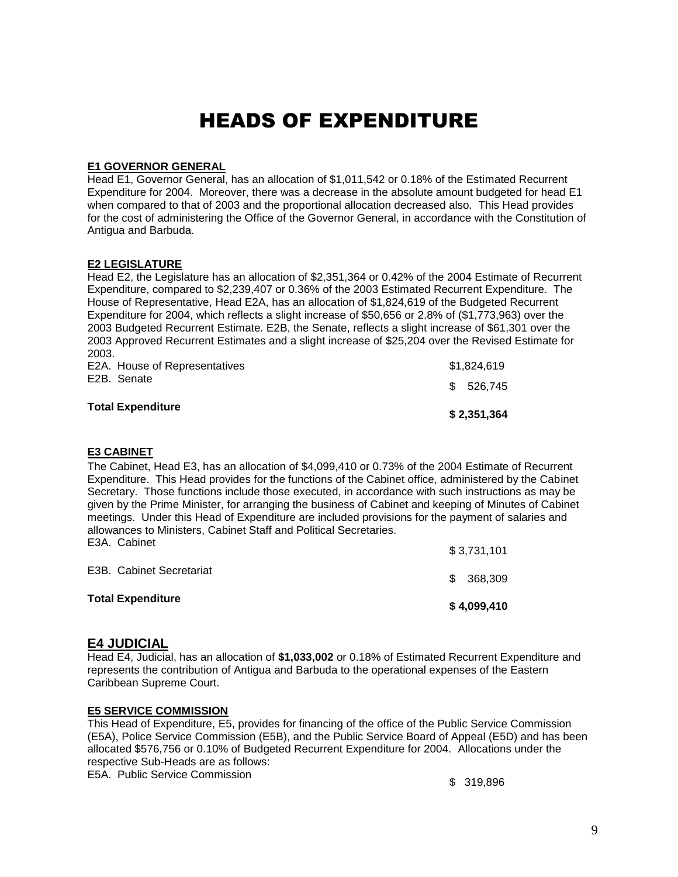# HEADS OF EXPENDITURE

**E1 GOVERNOR GENERAL**

Head E1, Governor General, has an allocation of $1,011,542 or 0.18% of the Estimated Recurrent Expenditure for 2004. Moreover, there was a decrease in the absolute amount budgeted for head E1 when compared to that of 2003 and the proportional allocation decreased also. This Head provides for the cost of administering the Office of the Governor General, in accordance with the Constitution of Antigua and Barbuda.

**E2 LEGISLATURE**

Head E2, the Legislature has an allocation of $2,351,364 or 0.42% of the 2004 Estimate of Recurrent Expenditure, compared to $2,239,407 or 0.36% of the 2003 Estimated Recurrent Expenditure. The House of Representative, Head E2A, has an allocation of $1,824,619 of the Budgeted Recurrent Expenditure for 2004, which reflects a slight increase of $50,656 or 2.8% of ($1,773,963) over the 2003 Budgeted Recurrent Estimate. E2B, the Senate, reflects a slight increase of $61,301 over the 2003 Approved Recurrent Estimates and a slight increase of $25,204 over the Revised Estimate for 2003.

| | |
|---|---|
| E2A. House of Representatives | $1,824,619 |
| E2B. Senate | $ 526,745 |
| **Total Expenditure** | **$ 2,351,364** |

**E3 CABINET**

The Cabinet, Head E3, has an allocation of $4,099,410 or 0.73% of the 2004 Estimate of Recurrent Expenditure. This Head provides for the functions of the Cabinet office, administered by the Cabinet Secretary. Those functions include those executed, in accordance with such instructions as may be given by the Prime Minister, for arranging the business of Cabinet and keeping of Minutes of Cabinet meetings. Under this Head of Expenditure are included provisions for the payment of salaries and allowances to Ministers, Cabinet Staff and Political Secretaries.

| | |
|---|---|
| E3A. Cabinet | $ 3,731,101 |
| E3B. Cabinet Secretariat | $ 368,309 |
| **Total Expenditure** | **$ 4,099,410** |

## E4 JUDICIAL

Head E4, Judicial, has an allocation of **$1,033,002** or 0.18% of Estimated Recurrent Expenditure and represents the contribution of Antigua and Barbuda to the operational expenses of the Eastern Caribbean Supreme Court.

**E5 SERVICE COMMISSION**

This Head of Expenditure, E5, provides for financing of the office of the Public Service Commission (E5A), Police Service Commission (E5B), and the Public Service Board of Appeal (E5D) and has been allocated $576,756 or 0.10% of Budgeted Recurrent Expenditure for 2004. Allocations under the respective Sub-Heads are as follows:

| | |
|---|---|
| E5A. Public Service Commission | $ 319,896 |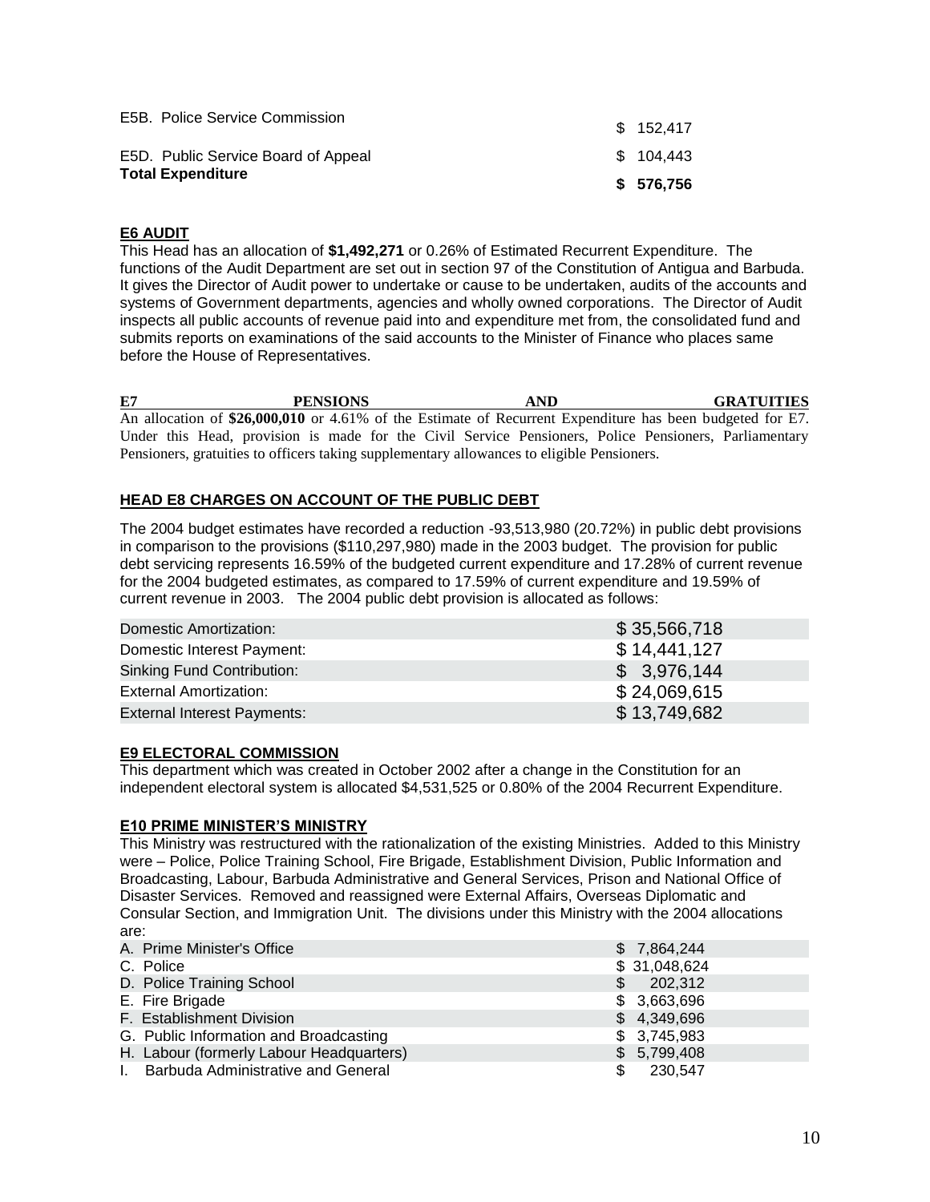| | |
|---|---|
| E5B. Police Service Commission | $ 152,417 |
| E5D. Public Service Board of Appeal | $ 104,443 |
| **Total Expenditure** | **$ 576,756** |

**E6 AUDIT**

This Head has an allocation of **$1,492,271** or 0.26% of Estimated Recurrent Expenditure. The functions of the Audit Department are set out in section 97 of the Constitution of Antigua and Barbuda. It gives the Director of Audit power to undertake or cause to be undertaken, audits of the accounts and systems of Government departments, agencies and wholly owned corporations. The Director of Audit inspects all public accounts of revenue paid into and expenditure met from, the consolidated fund and submits reports on examinations of the said accounts to the Minister of Finance who places same before the House of Representatives.

**E7 PENSIONS AND GRATUITIES**

An allocation of **$26,000,010** or 4.61% of the Estimate of Recurrent Expenditure has been budgeted for E7. Under this Head, provision is made for the Civil Service Pensioners, Police Pensioners, Parliamentary Pensioners, gratuities to officers taking supplementary allowances to eligible Pensioners.

**HEAD E8 CHARGES ON ACCOUNT OF THE PUBLIC DEBT**

The 2004 budget estimates have recorded a reduction -93,513,980 (20.72%) in public debt provisions in comparison to the provisions ($110,297,980) made in the 2003 budget. The provision for public debt servicing represents 16.59% of the budgeted current expenditure and 17.28% of current revenue for the 2004 budgeted estimates, as compared to 17.59% of current expenditure and 19.59% of current revenue in 2003. The 2004 public debt provision is allocated as follows:

| | |
|---|---|
| Domestic Amortization: | $ 35,566,718 |
| Domestic Interest Payment: | $ 14,441,127 |
| Sinking Fund Contribution: | $ 3,976,144 |
| External Amortization: | $ 24,069,615 |
| External Interest Payments: | $ 13,749,682 |

**E9 ELECTORAL COMMISSION**

This department which was created in October 2002 after a change in the Constitution for an independent electoral system is allocated $4,531,525 or 0.80% of the 2004 Recurrent Expenditure.

**E10 PRIME MINISTER'S MINISTRY**

This Ministry was restructured with the rationalization of the existing Ministries. Added to this Ministry were – Police, Police Training School, Fire Brigade, Establishment Division, Public Information and Broadcasting, Labour, Barbuda Administrative and General Services, Prison and National Office of Disaster Services. Removed and reassigned were External Affairs, Overseas Diplomatic and Consular Section, and Immigration Unit. The divisions under this Ministry with the 2004 allocations are:

| | |
|---|---|
| A. Prime Minister's Office | $ 7,864,244 |
| C. Police | $ 31,048,624 |
| D. Police Training School | $ 202,312 |
| E. Fire Brigade | $ 3,663,696 |
| F. Establishment Division | $ 4,349,696 |
| G. Public Information and Broadcasting | $ 3,745,983 |
| H. Labour (formerly Labour Headquarters) | $ 5,799,408 |
| I. Barbuda Administrative and General | $ 230,547 |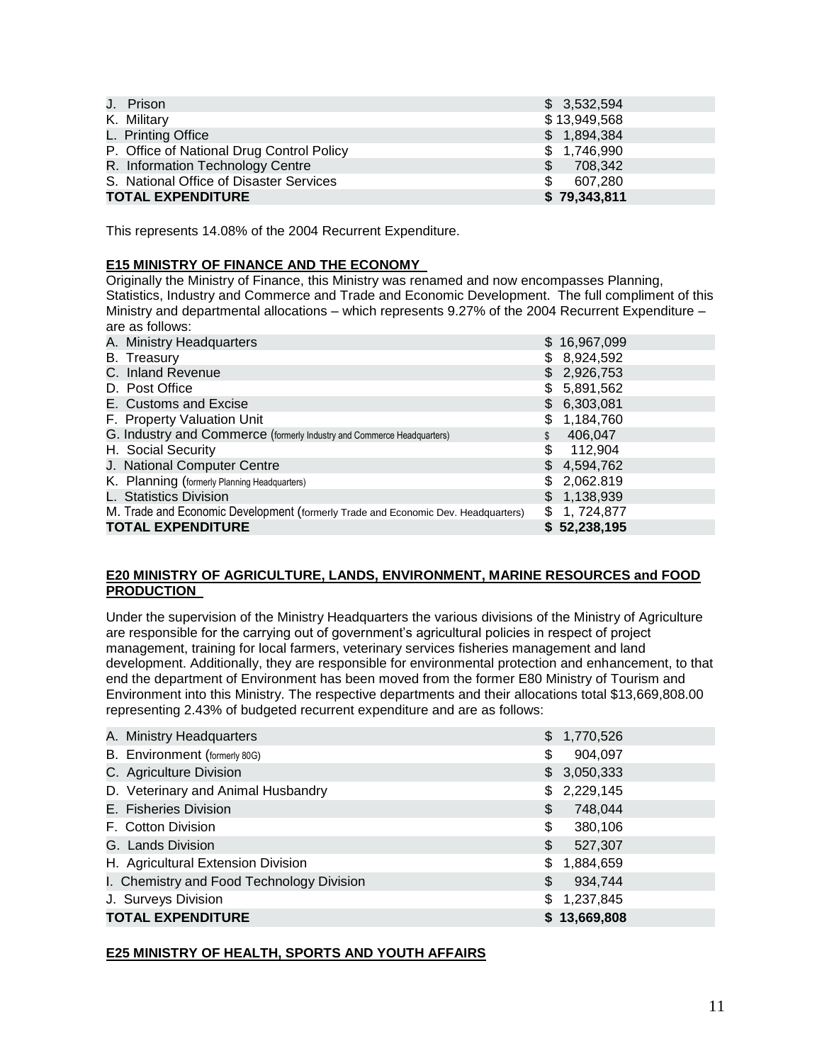| | |
|---|---|
| J. Prison | $ 3,532,594 |
| K. Military | $ 13,949,568 |
| L. Printing Office | $ 1,894,384 |
| P. Office of National Drug Control Policy | $ 1,746,990 |
| R. Information Technology Centre | $ 708,342 |
| S. National Office of Disaster Services | $ 607,280 |
| **TOTAL EXPENDITURE** | **$ 79,343,811** |

This represents 14.08% of the 2004 Recurrent Expenditure.

**E15 MINISTRY OF FINANCE AND THE ECONOMY**

Originally the Ministry of Finance, this Ministry was renamed and now encompasses Planning, Statistics, Industry and Commerce and Trade and Economic Development. The full compliment of this Ministry and departmental allocations – which represents 9.27% of the 2004 Recurrent Expenditure – are as follows:

| | |
|---|---|
| A. Ministry Headquarters | $ 16,967,099 |
| B. Treasury | $ 8,924,592 |
| C. Inland Revenue | $ 2,926,753 |
| D. Post Office | $ 5,891,562 |
| E. Customs and Excise | $ 6,303,081 |
| F. Property Valuation Unit | $ 1,184,760 |
| G. Industry and Commerce (formerly Industry and Commerce Headquarters) | $ 406,047 |
| H. Social Security | $ 112,904 |
| J. National Computer Centre | $ 4,594,762 |
| K. Planning (formerly Planning Headquarters) | $ 2,062.819 |
| L. Statistics Division | $ 1,138,939 |
| M. Trade and Economic Development (formerly Trade and Economic Dev. Headquarters) | $ 1, 724,877 |
| **TOTAL EXPENDITURE** | **$ 52,238,195** |

**E20 MINISTRY OF AGRICULTURE, LANDS, ENVIRONMENT, MARINE RESOURCES and FOOD PRODUCTION**

Under the supervision of the Ministry Headquarters the various divisions of the Ministry of Agriculture are responsible for the carrying out of government's agricultural policies in respect of project management, training for local farmers, veterinary services fisheries management and land development. Additionally, they are responsible for environmental protection and enhancement, to that end the department of Environment has been moved from the former E80 Ministry of Tourism and Environment into this Ministry. The respective departments and their allocations total $13,669,808.00 representing 2.43% of budgeted recurrent expenditure and are as follows:

| | |
|---|---|
| A. Ministry Headquarters | $ 1,770,526 |
| B. Environment (formerly 80G) | $ 904,097 |
| C. Agriculture Division | $ 3,050,333 |
| D. Veterinary and Animal Husbandry | $ 2,229,145 |
| E. Fisheries Division | $ 748,044 |
| F. Cotton Division | $ 380,106 |
| G. Lands Division | $ 527,307 |
| H. Agricultural Extension Division | $ 1,884,659 |
| I. Chemistry and Food Technology Division | $ 934,744 |
| J. Surveys Division | $ 1,237,845 |
| **TOTAL EXPENDITURE** | **$ 13,669,808** |

**E25 MINISTRY OF HEALTH, SPORTS AND YOUTH AFFAIRS**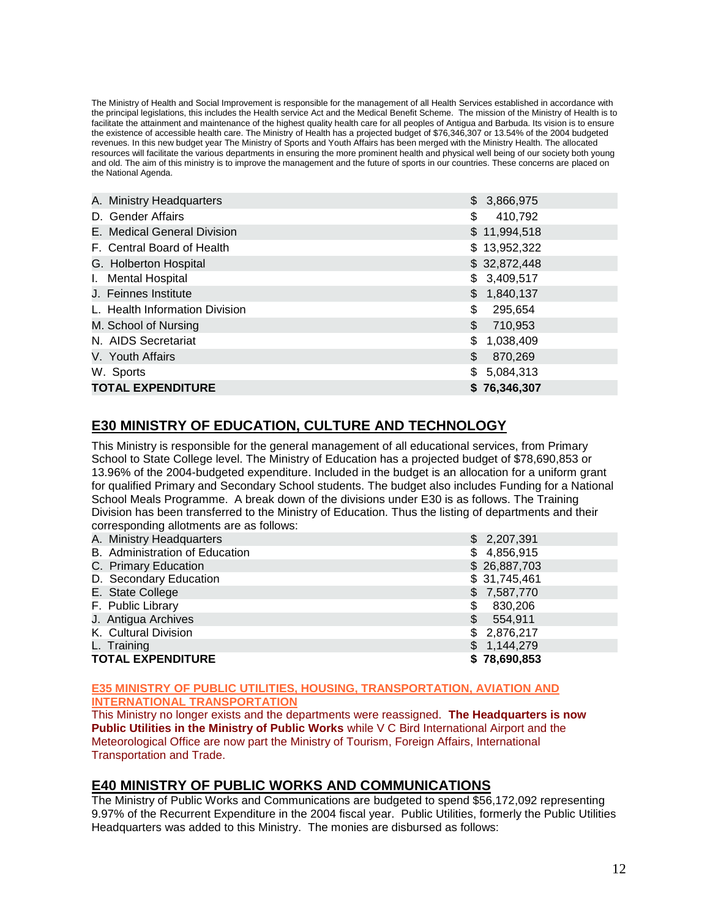The Ministry of Health and Social Improvement is responsible for the management of all Health Services established in accordance with the principal legislations, this includes the Health service Act and the Medical Benefit Scheme. The mission of the Ministry of Health is to facilitate the attainment and maintenance of the highest quality health care for all peoples of Antigua and Barbuda. Its vision is to ensure the existence of accessible health care. The Ministry of Health has a projected budget of $76,346,307 or 13.54% of the 2004 budgeted revenues. In this new budget year The Ministry of Sports and Youth Affairs has been merged with the Ministry Health. The allocated resources will facilitate the various departments in ensuring the more prominent health and physical well being of our society both young and old. The aim of this ministry is to improve the management and the future of sports in our countries. These concerns are placed on the National Agenda.

| | |
|---|---|
| A. Ministry Headquarters | $ 3,866,975 |
| D. Gender Affairs | $ 410,792 |
| E. Medical General Division | $ 11,994,518 |
| F. Central Board of Health | $ 13,952,322 |
| G. Holberton Hospital | $ 32,872,448 |
| I. Mental Hospital | $ 3,409,517 |
| J. Feinnes Institute | $ 1,840,137 |
| L. Health Information Division | $ 295,654 |
| M. School of Nursing | $ 710,953 |
| N. AIDS Secretariat | $ 1,038,409 |
| V. Youth Affairs | $ 870,269 |
| W. Sports | $ 5,084,313 |
| **TOTAL EXPENDITURE** | **$ 76,346,307** |

## E30 MINISTRY OF EDUCATION, CULTURE AND TECHNOLOGY

This Ministry is responsible for the general management of all educational services, from Primary School to State College level. The Ministry of Education has a projected budget of $78,690,853 or 13.96% of the 2004-budgeted expenditure. Included in the budget is an allocation for a uniform grant for qualified Primary and Secondary School students. The budget also includes Funding for a National School Meals Programme. A break down of the divisions under E30 is as follows. The Training Division has been transferred to the Ministry of Education. Thus the listing of departments and their corresponding allotments are as follows:

| | |
|---|---|
| A. Ministry Headquarters | $ 2,207,391 |
| B. Administration of Education | $ 4,856,915 |
| C. Primary Education | $ 26,887,703 |
| D. Secondary Education | $ 31,745,461 |
| E. State College | $ 7,587,770 |
| F. Public Library | $ 830,206 |
| J. Antigua Archives | $ 554,911 |
| K. Cultural Division | $ 2,876,217 |
| L. Training | $ 1,144,279 |
| **TOTAL EXPENDITURE** | **$ 78,690,853** |

## E35 MINISTRY OF PUBLIC UTILITIES, HOUSING, TRANSPORTATION, AVIATION AND INTERNATIONAL TRANSPORTATION

This Ministry no longer exists and the departments were reassigned. **The Headquarters is now Public Utilities in the Ministry of Public Works** while V C Bird International Airport and the Meteorological Office are now part the Ministry of Tourism, Foreign Affairs, International Transportation and Trade.

## E40 MINISTRY OF PUBLIC WORKS AND COMMUNICATIONS

The Ministry of Public Works and Communications are budgeted to spend $56,172,092 representing 9.97% of the Recurrent Expenditure in the 2004 fiscal year. Public Utilities, formerly the Public Utilities Headquarters was added to this Ministry. The monies are disbursed as follows: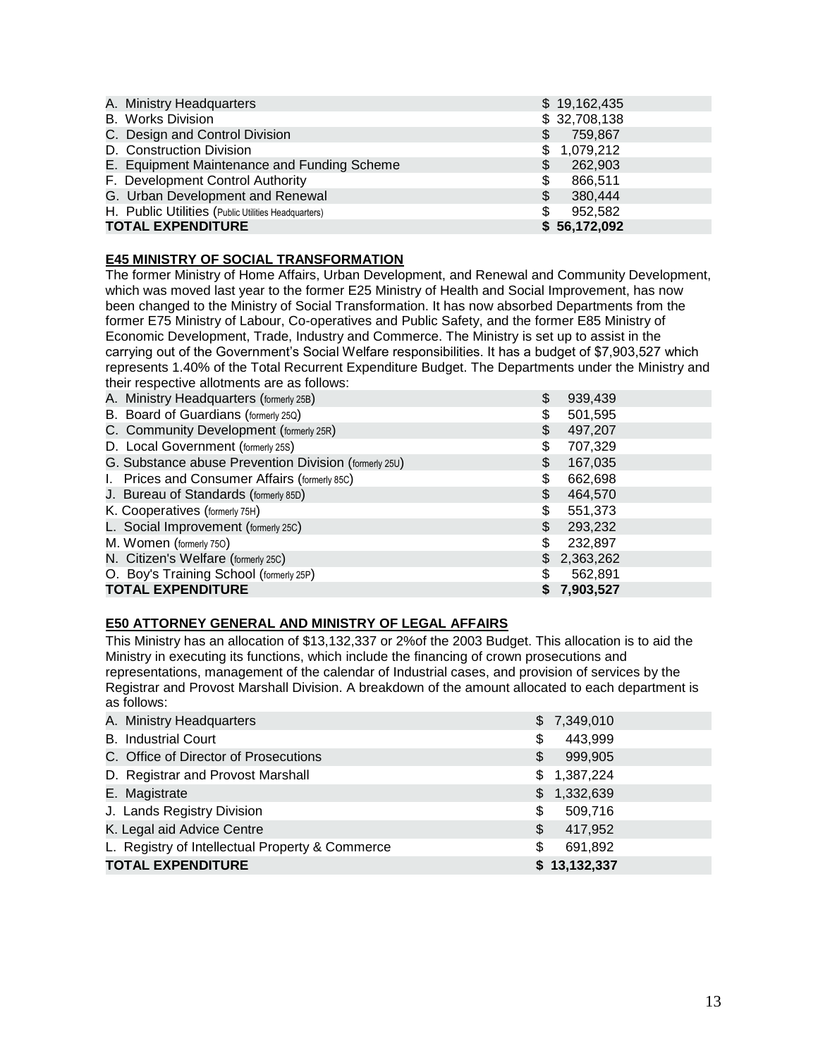| | |
|---|---|
| A. Ministry Headquarters | $ 19,162,435 |
| B. Works Division | $ 32,708,138 |
| C. Design and Control Division | $ 759,867 |
| D. Construction Division | $ 1,079,212 |
| E. Equipment Maintenance and Funding Scheme | $ 262,903 |
| F. Development Control Authority | $ 866,511 |
| G. Urban Development and Renewal | $ 380,444 |
| H. Public Utilities (Public Utilities Headquarters) | $ 952,582 |
| **TOTAL EXPENDITURE** | **$ 56,172,092** |

**E45 MINISTRY OF SOCIAL TRANSFORMATION**

The former Ministry of Home Affairs, Urban Development, and Renewal and Community Development, which was moved last year to the former E25 Ministry of Health and Social Improvement, has now been changed to the Ministry of Social Transformation. It has now absorbed Departments from the former E75 Ministry of Labour, Co-operatives and Public Safety, and the former E85 Ministry of Economic Development, Trade, Industry and Commerce. The Ministry is set up to assist in the carrying out of the Government's Social Welfare responsibilities. It has a budget of $7,903,527 which represents 1.40% of the Total Recurrent Expenditure Budget. The Departments under the Ministry and their respective allotments are as follows:

| | |
|---|---|
| A. Ministry Headquarters (formerly 25B) | $ 939,439 |
| B. Board of Guardians (formerly 25Q) | $ 501,595 |
| C. Community Development (formerly 25R) | $ 497,207 |
| D. Local Government (formerly 25S) | $ 707,329 |
| G. Substance abuse Prevention Division (formerly 25U) | $ 167,035 |
| I. Prices and Consumer Affairs (formerly 85C) | $ 662,698 |
| J. Bureau of Standards (formerly 85D) | $ 464,570 |
| K. Cooperatives (formerly 75H) | $ 551,373 |
| L. Social Improvement (formerly 25C) | $ 293,232 |
| M. Women (formerly 75O) | $ 232,897 |
| N. Citizen's Welfare (formerly 25C) | $ 2,363,262 |
| O. Boy's Training School (formerly 25P) | $ 562,891 |
| **TOTAL EXPENDITURE** | **$ 7,903,527** |

**E50 ATTORNEY GENERAL AND MINISTRY OF LEGAL AFFAIRS**

This Ministry has an allocation of $13,132,337 or 2%of the 2003 Budget. This allocation is to aid the Ministry in executing its functions, which include the financing of crown prosecutions and representations, management of the calendar of Industrial cases, and provision of services by the Registrar and Provost Marshall Division. A breakdown of the amount allocated to each department is as follows:

| | |
|---|---|
| A. Ministry Headquarters | $ 7,349,010 |
| B. Industrial Court | $ 443,999 |
| C. Office of Director of Prosecutions | $ 999,905 |
| D. Registrar and Provost Marshall | $ 1,387,224 |
| E. Magistrate | $ 1,332,639 |
| J. Lands Registry Division | $ 509,716 |
| K. Legal aid Advice Centre | $ 417,952 |
| L. Registry of Intellectual Property & Commerce | $ 691,892 |
| **TOTAL EXPENDITURE** | **$ 13,132,337** |